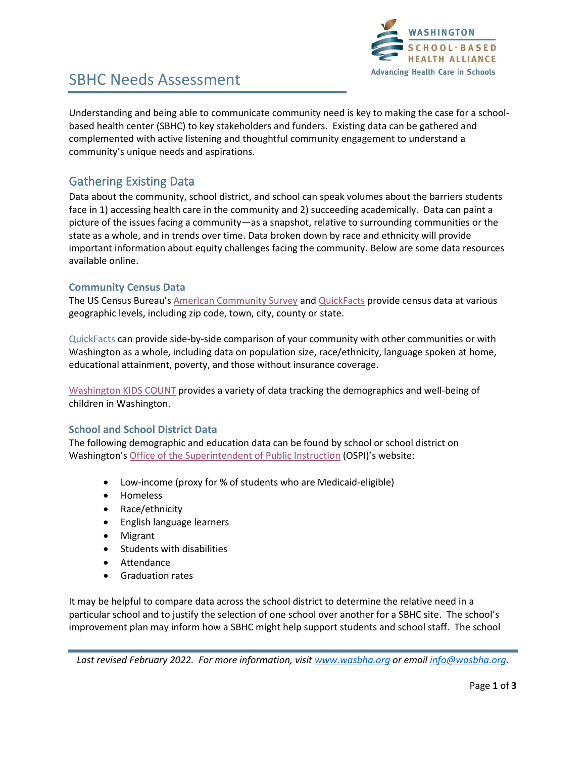# SBHC Needs Assessment

Understanding and being able to communicate community need is key to making the case for a school-based health center (SBHC) to key stakeholders and funders. Existing data can be gathered and complemented with active listening and thoughtful community engagement to understand a community's unique needs and aspirations.

## Gathering Existing Data

Data about the community, school district, and school can speak volumes about the barriers students face in 1) accessing health care in the community and 2) succeeding academically. Data can paint a picture of the issues facing a community—as a snapshot, relative to surrounding communities or the state as a whole, and in trends over time. Data broken down by race and ethnicity will provide important information about equity challenges facing the community. Below are some data resources available online.

### Community Census Data

The US Census Bureau's American Community Survey and QuickFacts provide census data at various geographic levels, including zip code, town, city, county or state.

QuickFacts can provide side-by-side comparison of your community with other communities or with Washington as a whole, including data on population size, race/ethnicity, language spoken at home, educational attainment, poverty, and those without insurance coverage.

Washington KIDS COUNT provides a variety of data tracking the demographics and well-being of children in Washington.

### School and School District Data

The following demographic and education data can be found by school or school district on Washington's Office of the Superintendent of Public Instruction (OSPI)'s website:

- Low-income (proxy for % of students who are Medicaid-eligible)
- Homeless
- Race/ethnicity
- English language learners
- Migrant
- Students with disabilities
- Attendance
- Graduation rates

It may be helpful to compare data across the school district to determine the relative need in a particular school and to justify the selection of one school over another for a SBHC site. The school's improvement plan may inform how a SBHC might help support students and school staff. The school

*Last revised February 2022. For more information, visit www.wasbha.org or email info@wasbha.org.*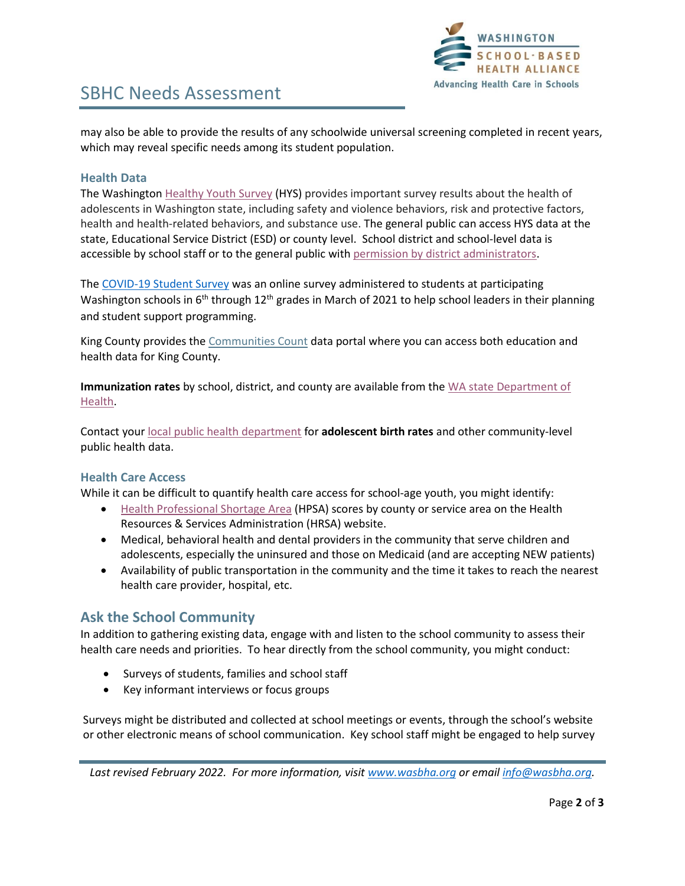may also be able to provide the results of any schoolwide universal screening completed in recent years, which may reveal specific needs among its student population.

### Health Data

The Washington Healthy Youth Survey (HYS) provides important survey results about the health of adolescents in Washington state, including safety and violence behaviors, risk and protective factors, health and health-related behaviors, and substance use. The general public can access HYS data at the state, Educational Service District (ESD) or county level. School district and school-level data is accessible by school staff or to the general public with permission by district administrators.

The COVID-19 Student Survey was an online survey administered to students at participating Washington schools in 6th through 12th grades in March of 2021 to help school leaders in their planning and student support programming.

King County provides the Communities Count data portal where you can access both education and health data for King County.

**Immunization rates** by school, district, and county are available from the WA state Department of Health.

Contact your local public health department for **adolescent birth rates** and other community-level public health data.

### Health Care Access

While it can be difficult to quantify health care access for school-age youth, you might identify:

- Health Professional Shortage Area (HPSA) scores by county or service area on the Health Resources & Services Administration (HRSA) website.
- Medical, behavioral health and dental providers in the community that serve children and adolescents, especially the uninsured and those on Medicaid (and are accepting NEW patients)
- Availability of public transportation in the community and the time it takes to reach the nearest health care provider, hospital, etc.

## Ask the School Community

In addition to gathering existing data, engage with and listen to the school community to assess their health care needs and priorities. To hear directly from the school community, you might conduct:

- Surveys of students, families and school staff
- Key informant interviews or focus groups

Surveys might be distributed and collected at school meetings or events, through the school's website or other electronic means of school communication. Key school staff might be engaged to help survey

*Last revised February 2022. For more information, visit www.wasbha.org or email info@wasbha.org.*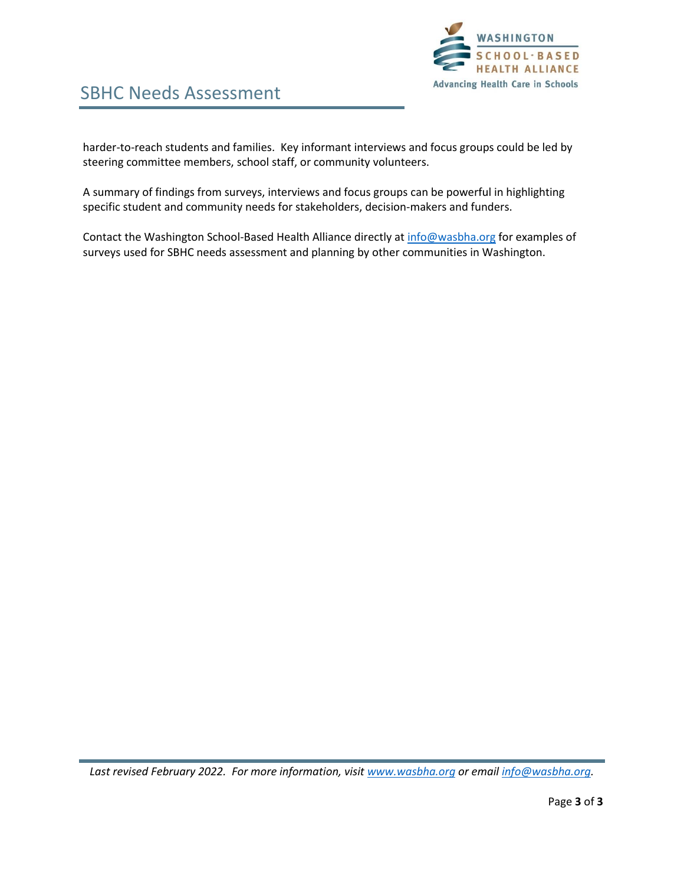harder-to-reach students and families. Key informant interviews and focus groups could be led by steering committee members, school staff, or community volunteers.

A summary of findings from surveys, interviews and focus groups can be powerful in highlighting specific student and community needs for stakeholders, decision-makers and funders.

Contact the Washington School-Based Health Alliance directly at info@wasbha.org for examples of surveys used for SBHC needs assessment and planning by other communities in Washington.